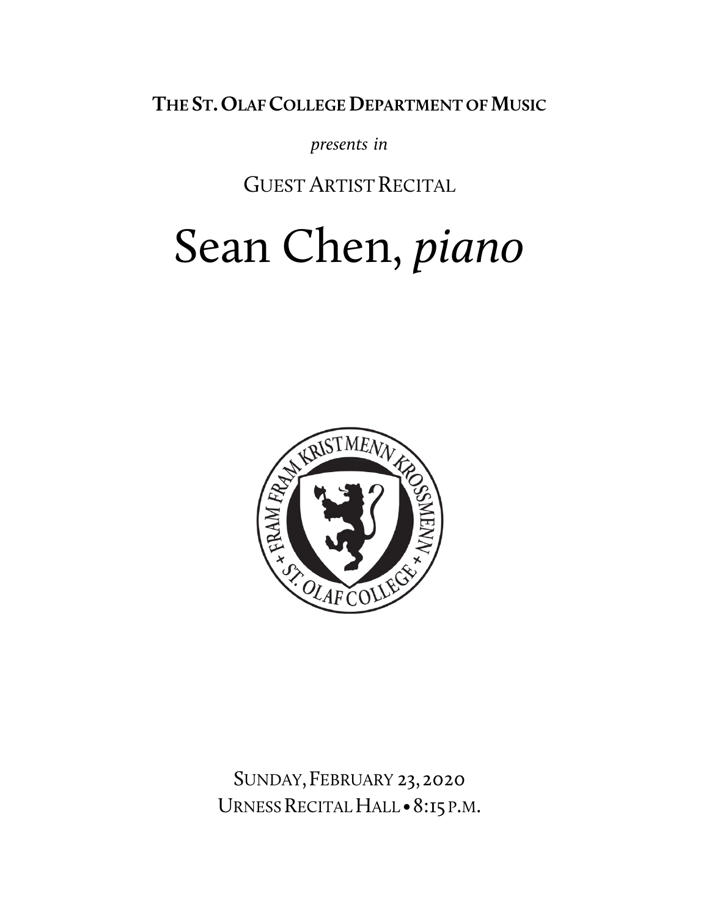**The St. Olaf College Department of Music**

*presents in*

Guest Artist Recital

# Sean Chen, *piano*

Sunday, February 23, 2020

Urness Recital Hall • 8:15 p.m.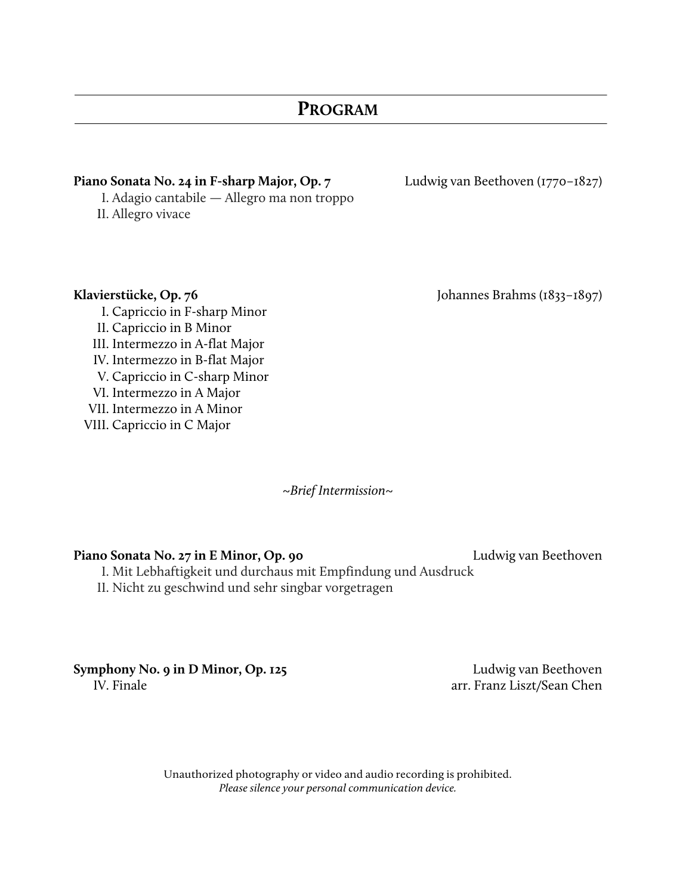# Program

**Piano Sonata No. 24 in F-sharp Major, Op. 7** — Ludwig van Beethoven (1770–1827)

I. Adagio cantabile — Allegro ma non troppo
II. Allegro vivace

**Klavierstücke, Op. 76** — Johannes Brahms (1833–1897)

I. Capriccio in F-sharp Minor
II. Capriccio in B Minor
III. Intermezzo in A-flat Major
IV. Intermezzo in B-flat Major
V. Capriccio in C-sharp Minor
VI. Intermezzo in A Major
VII. Intermezzo in A Minor
VIII. Capriccio in C Major

*~Brief Intermission~*

**Piano Sonata No. 27 in E Minor, Op. 90** — Ludwig van Beethoven

I. Mit Lebhaftigkeit und durchaus mit Empfindung und Ausdruck
II. Nicht zu geschwind und sehr singbar vorgetragen

**Symphony No. 9 in D Minor, Op. 125** — Ludwig van Beethoven

IV. Finale — arr. Franz Liszt/Sean Chen

Unauthorized photography or video and audio recording is prohibited.
*Please silence your personal communication device.*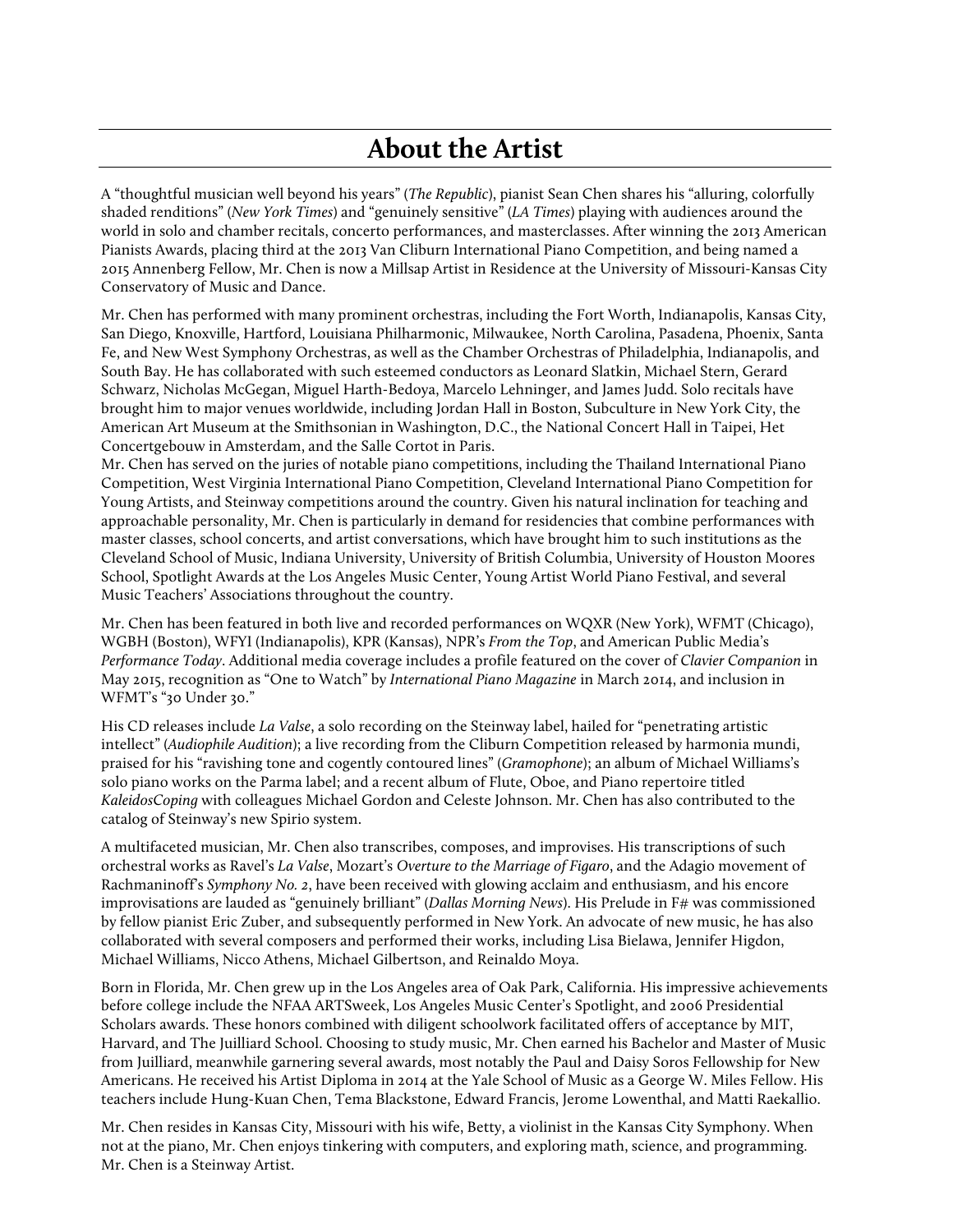# About the Artist

A "thoughtful musician well beyond his years" (*The Republic*), pianist Sean Chen shares his "alluring, colorfully shaded renditions" (*New York Times*) and "genuinely sensitive" (*LA Times*) playing with audiences around the world in solo and chamber recitals, concerto performances, and masterclasses. After winning the 2013 American Pianists Awards, placing third at the 2013 Van Cliburn International Piano Competition, and being named a 2015 Annenberg Fellow, Mr. Chen is now a Millsap Artist in Residence at the University of Missouri-Kansas City Conservatory of Music and Dance.

Mr. Chen has performed with many prominent orchestras, including the Fort Worth, Indianapolis, Kansas City, San Diego, Knoxville, Hartford, Louisiana Philharmonic, Milwaukee, North Carolina, Pasadena, Phoenix, Santa Fe, and New West Symphony Orchestras, as well as the Chamber Orchestras of Philadelphia, Indianapolis, and South Bay. He has collaborated with such esteemed conductors as Leonard Slatkin, Michael Stern, Gerard Schwarz, Nicholas McGegan, Miguel Harth-Bedoya, Marcelo Lehninger, and James Judd. Solo recitals have brought him to major venues worldwide, including Jordan Hall in Boston, Subculture in New York City, the American Art Museum at the Smithsonian in Washington, D.C., the National Concert Hall in Taipei, Het Concertgebouw in Amsterdam, and the Salle Cortot in Paris.

Mr. Chen has served on the juries of notable piano competitions, including the Thailand International Piano Competition, West Virginia International Piano Competition, Cleveland International Piano Competition for Young Artists, and Steinway competitions around the country. Given his natural inclination for teaching and approachable personality, Mr. Chen is particularly in demand for residencies that combine performances with master classes, school concerts, and artist conversations, which have brought him to such institutions as the Cleveland School of Music, Indiana University, University of British Columbia, University of Houston Moores School, Spotlight Awards at the Los Angeles Music Center, Young Artist World Piano Festival, and several Music Teachers' Associations throughout the country.

Mr. Chen has been featured in both live and recorded performances on WQXR (New York), WFMT (Chicago), WGBH (Boston), WFYI (Indianapolis), KPR (Kansas), NPR's *From the Top*, and American Public Media's *Performance Today*. Additional media coverage includes a profile featured on the cover of *Clavier Companion* in May 2015, recognition as "One to Watch" by *International Piano Magazine* in March 2014, and inclusion in WFMT's "30 Under 30."

His CD releases include *La Valse*, a solo recording on the Steinway label, hailed for "penetrating artistic intellect" (*Audiophile Audition*); a live recording from the Cliburn Competition released by harmonia mundi, praised for his "ravishing tone and cogently contoured lines" (*Gramophone*); an album of Michael Williams's solo piano works on the Parma label; and a recent album of Flute, Oboe, and Piano repertoire titled *KaleidosCoping* with colleagues Michael Gordon and Celeste Johnson. Mr. Chen has also contributed to the catalog of Steinway's new Spirio system.

A multifaceted musician, Mr. Chen also transcribes, composes, and improvises. His transcriptions of such orchestral works as Ravel's *La Valse*, Mozart's *Overture to the Marriage of Figaro*, and the Adagio movement of Rachmaninoff's *Symphony No. 2*, have been received with glowing acclaim and enthusiasm, and his encore improvisations are lauded as "genuinely brilliant" (*Dallas Morning News*). His Prelude in F# was commissioned by fellow pianist Eric Zuber, and subsequently performed in New York. An advocate of new music, he has also collaborated with several composers and performed their works, including Lisa Bielawa, Jennifer Higdon, Michael Williams, Nicco Athens, Michael Gilbertson, and Reinaldo Moya.

Born in Florida, Mr. Chen grew up in the Los Angeles area of Oak Park, California. His impressive achievements before college include the NFAA ARTSweek, Los Angeles Music Center's Spotlight, and 2006 Presidential Scholars awards. These honors combined with diligent schoolwork facilitated offers of acceptance by MIT, Harvard, and The Juilliard School. Choosing to study music, Mr. Chen earned his Bachelor and Master of Music from Juilliard, meanwhile garnering several awards, most notably the Paul and Daisy Soros Fellowship for New Americans. He received his Artist Diploma in 2014 at the Yale School of Music as a George W. Miles Fellow. His teachers include Hung-Kuan Chen, Tema Blackstone, Edward Francis, Jerome Lowenthal, and Matti Raekallio.

Mr. Chen resides in Kansas City, Missouri with his wife, Betty, a violinist in the Kansas City Symphony. When not at the piano, Mr. Chen enjoys tinkering with computers, and exploring math, science, and programming. Mr. Chen is a Steinway Artist.